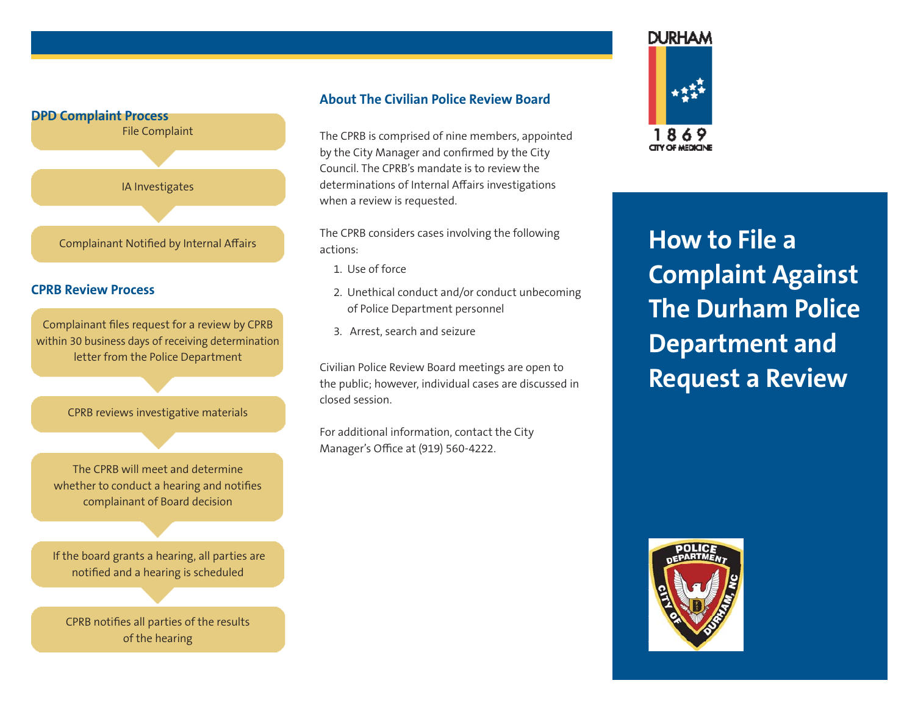## DPD Complaint Process

File Complaint

IA Investigates

Complainant Notified by Internal Affairs

## CPRB Review Process

Complainant files request for a review by CPRB within 30 business days of receiving determination letter from the Police Department

CPRB reviews investigative materials

The CPRB will meet and determine whether to conduct a hearing and notifies complainant of Board decision

If the board grants a hearing, all parties are notified and a hearing is scheduled

CPRB notifies all parties of the results of the hearing

## About The Civilian Police Review Board

The CPRB is comprised of nine members, appointed by the City Manager and confirmed by the City Council. The CPRB's mandate is to review the determinations of Internal Affairs investigations when a review is requested.

The CPRB considers cases involving the following actions:

1. Use of force
2. Unethical conduct and/or conduct unbecoming of Police Department personnel
3. Arrest, search and seizure

Civilian Police Review Board meetings are open to the public; however, individual cases are discussed in closed session.

For additional information, contact the City Manager's Office at (919) 560-4222.

DURHAM
1869
CITY OF MEDICINE

# How to File a Complaint Against The Durham Police Department and Request a Review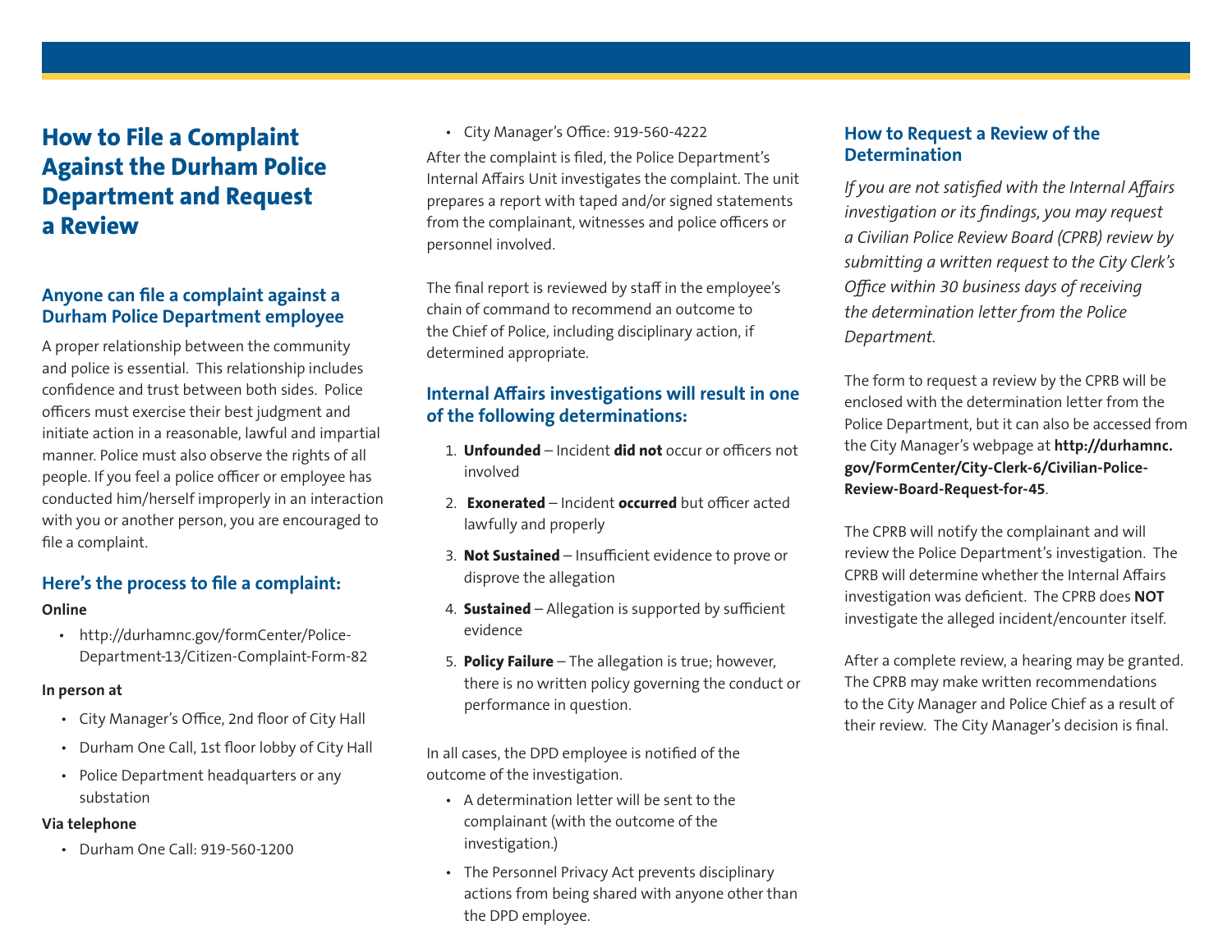# How to File a Complaint Against the Durham Police Department and Request a Review

## Anyone can file a complaint against a Durham Police Department employee

A proper relationship between the community and police is essential. This relationship includes confidence and trust between both sides. Police officers must exercise their best judgment and initiate action in a reasonable, lawful and impartial manner. Police must also observe the rights of all people. If you feel a police officer or employee has conducted him/herself improperly in an interaction with you or another person, you are encouraged to file a complaint.

## Here's the process to file a complaint:

**Online**

- http://durhamnc.gov/formCenter/Police-Department-13/Citizen-Complaint-Form-82

**In person at**

- City Manager's Office, 2nd floor of City Hall
- Durham One Call, 1st floor lobby of City Hall
- Police Department headquarters or any substation

**Via telephone**

- Durham One Call: 919-560-1200
- City Manager's Office: 919-560-4222

After the complaint is filed, the Police Department's Internal Affairs Unit investigates the complaint. The unit prepares a report with taped and/or signed statements from the complainant, witnesses and police officers or personnel involved.

The final report is reviewed by staff in the employee's chain of command to recommend an outcome to the Chief of Police, including disciplinary action, if determined appropriate.

## Internal Affairs investigations will result in one of the following determinations:

1. **Unfounded** – Incident **did not** occur or officers not involved
2. **Exonerated** – Incident **occurred** but officer acted lawfully and properly
3. **Not Sustained** – Insufficient evidence to prove or disprove the allegation
4. **Sustained** – Allegation is supported by sufficient evidence
5. **Policy Failure** – The allegation is true; however, there is no written policy governing the conduct or performance in question.

In all cases, the DPD employee is notified of the outcome of the investigation.

- A determination letter will be sent to the complainant (with the outcome of the investigation.)
- The Personnel Privacy Act prevents disciplinary actions from being shared with anyone other than the DPD employee.

## How to Request a Review of the Determination

*If you are not satisfied with the Internal Affairs investigation or its findings, you may request a Civilian Police Review Board (CPRB) review by submitting a written request to the City Clerk's Office within 30 business days of receiving the determination letter from the Police Department.*

The form to request a review by the CPRB will be enclosed with the determination letter from the Police Department, but it can also be accessed from the City Manager's webpage at **http://durhamnc.gov/FormCenter/City-Clerk-6/Civilian-Police-Review-Board-Request-for-45**.

The CPRB will notify the complainant and will review the Police Department's investigation. The CPRB will determine whether the Internal Affairs investigation was deficient. The CPRB does **NOT** investigate the alleged incident/encounter itself.

After a complete review, a hearing may be granted. The CPRB may make written recommendations to the City Manager and Police Chief as a result of their review. The City Manager's decision is final.